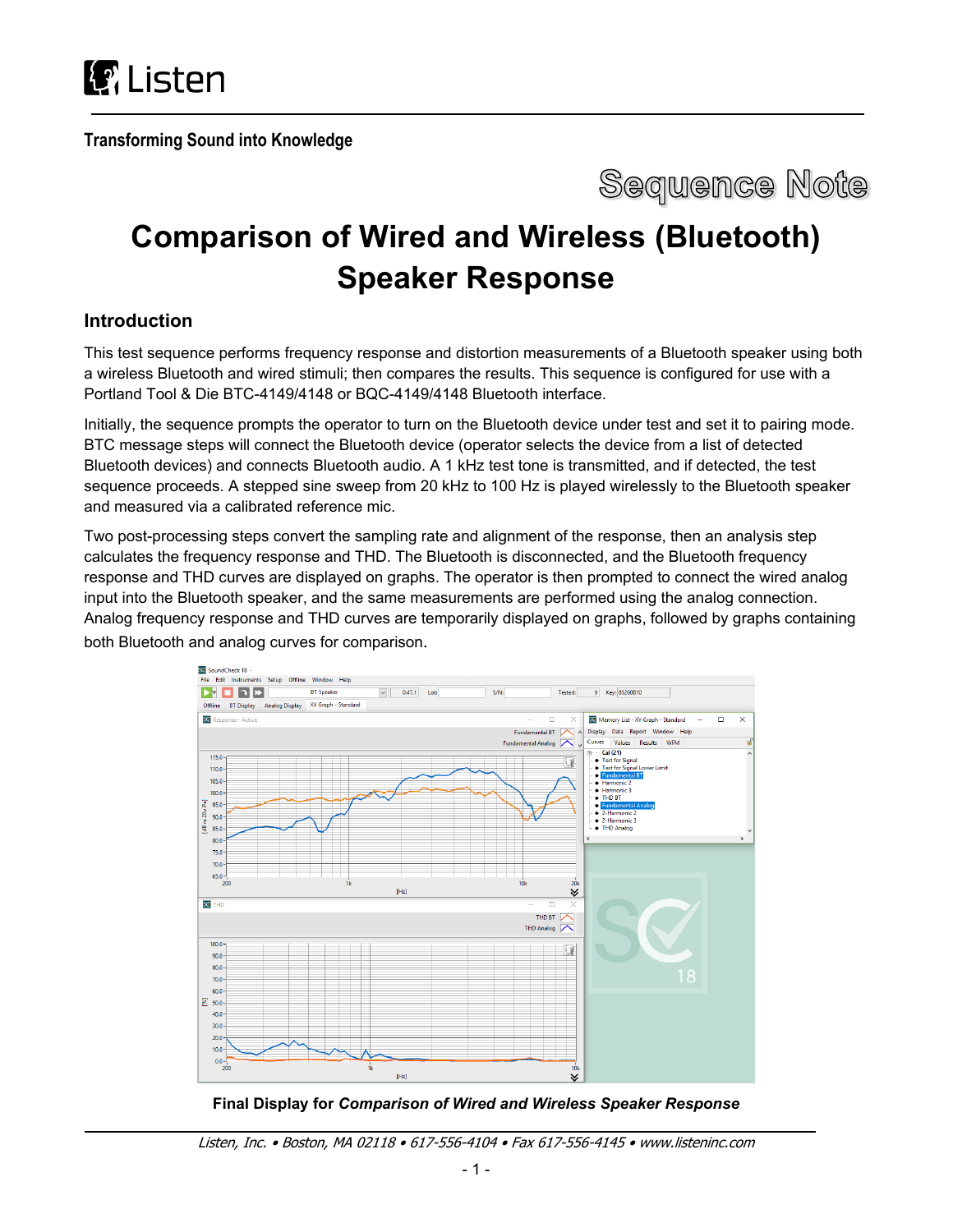Listen

**Transforming Sound into Knowledge**

Sequence Note

# Comparison of Wired and Wireless (Bluetooth) Speaker Response

## Introduction

This test sequence performs frequency response and distortion measurements of a Bluetooth speaker using both a wireless Bluetooth and wired stimuli; then compares the results. This sequence is configured for use with a Portland Tool & Die BTC-4149/4148 or BQC-4149/4148 Bluetooth interface.

Initially, the sequence prompts the operator to turn on the Bluetooth device under test and set it to pairing mode. BTC message steps will connect the Bluetooth device (operator selects the device from a list of detected Bluetooth devices) and connects Bluetooth audio. A 1 kHz test tone is transmitted, and if detected, the test sequence proceeds. A stepped sine sweep from 20 kHz to 100 Hz is played wirelessly to the Bluetooth speaker and measured via a calibrated reference mic.

Two post-processing steps convert the sampling rate and alignment of the response, then an analysis step calculates the frequency response and THD. The Bluetooth is disconnected, and the Bluetooth frequency response and THD curves are displayed on graphs. The operator is then prompted to connect the wired analog input into the Bluetooth speaker, and the same measurements are performed using the analog connection. Analog frequency response and THD curves are temporarily displayed on graphs, followed by graphs containing both Bluetooth and analog curves for comparison.

**Final Display for *Comparison of Wired and Wireless Speaker Response***

*Listen, Inc. • Boston, MA 02118 • 617-556-4104 • Fax 617-556-4145 • www.listeninc.com*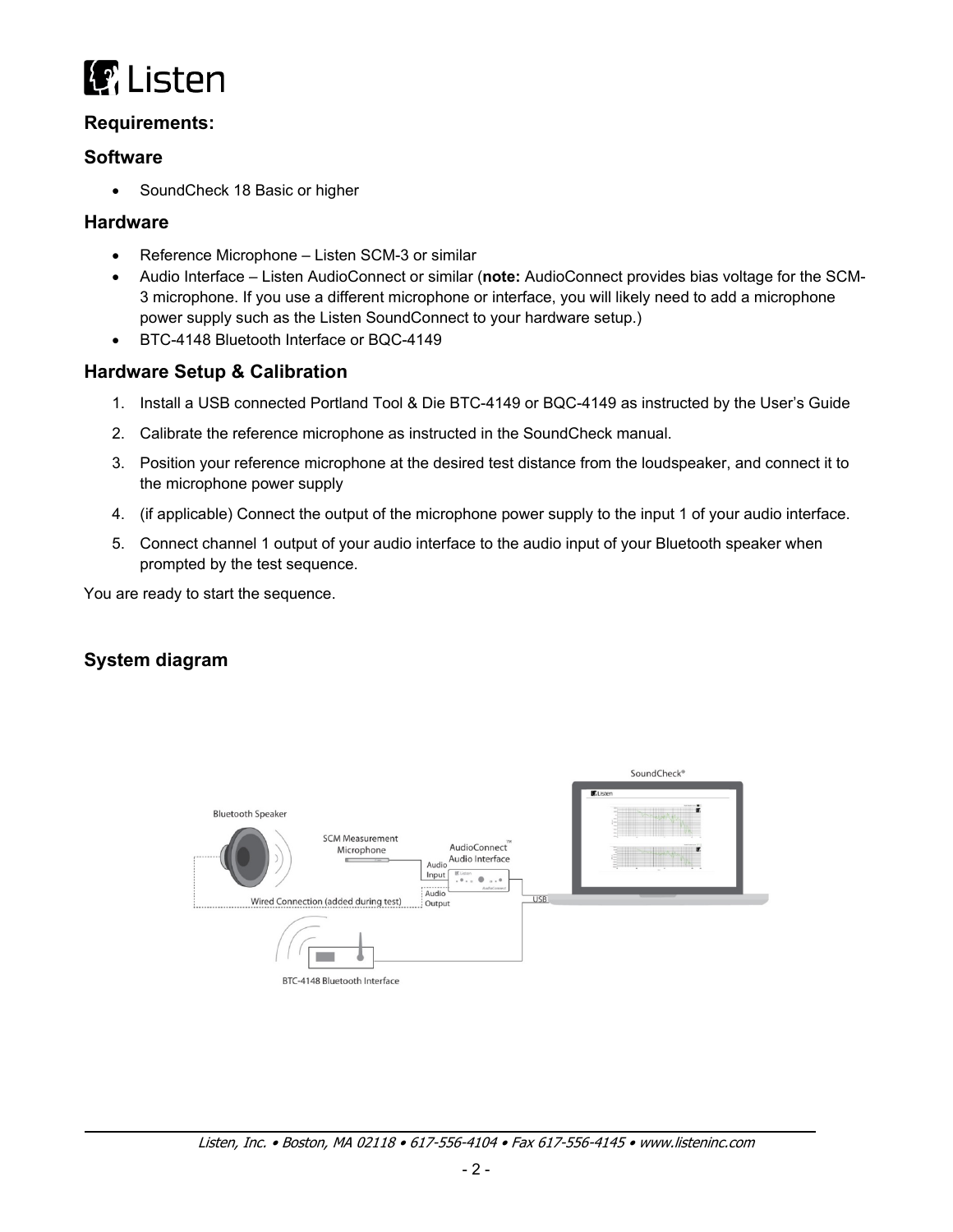## Requirements:

### Software

- SoundCheck 18 Basic or higher

### Hardware

- Reference Microphone – Listen SCM-3 or similar
- Audio Interface – Listen AudioConnect or similar (**note:** AudioConnect provides bias voltage for the SCM-3 microphone. If you use a different microphone or interface, you will likely need to add a microphone power supply such as the Listen SoundConnect to your hardware setup.)
- BTC-4148 Bluetooth Interface or BQC-4149

### Hardware Setup & Calibration

1. Install a USB connected Portland Tool & Die BTC-4149 or BQC-4149 as instructed by the User's Guide
2. Calibrate the reference microphone as instructed in the SoundCheck manual.
3. Position your reference microphone at the desired test distance from the loudspeaker, and connect it to the microphone power supply
4. (if applicable) Connect the output of the microphone power supply to the input 1 of your audio interface.
5. Connect channel 1 output of your audio interface to the audio input of your Bluetooth speaker when prompted by the test sequence.

You are ready to start the sequence.

### System diagram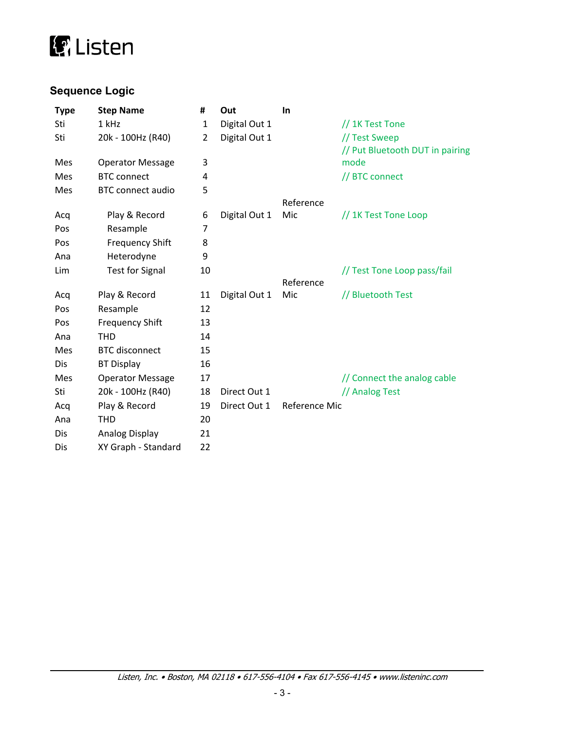## Sequence Logic

| Type | Step Name | # | Out | In | |
|---|---|---|---|---|---|
| Sti | 1 kHz | 1 | Digital Out 1 | | // 1K Test Tone |
| Sti | 20k - 100Hz (R40) | 2 | Digital Out 1 | | // Test Sweep |
| Mes | Operator Message | 3 | | | // Put Bluetooth DUT in pairing mode |
| Mes | BTC connect | 4 | | | // BTC connect |
| Mes | BTC connect audio | 5 | | | |
| Acq | Play & Record | 6 | Digital Out 1 | Reference Mic | // 1K Test Tone Loop |
| Pos | Resample | 7 | | | |
| Pos | Frequency Shift | 8 | | | |
| Ana | Heterodyne | 9 | | | |
| Lim | Test for Signal | 10 | | | // Test Tone Loop pass/fail |
| Acq | Play & Record | 11 | Digital Out 1 | Reference Mic | // Bluetooth Test |
| Pos | Resample | 12 | | | |
| Pos | Frequency Shift | 13 | | | |
| Ana | THD | 14 | | | |
| Mes | BTC disconnect | 15 | | | |
| Dis | BT Display | 16 | | | |
| Mes | Operator Message | 17 | | | // Connect the analog cable |
| Sti | 20k - 100Hz (R40) | 18 | Direct Out 1 | | // Analog Test |
| Acq | Play & Record | 19 | Direct Out 1 | Reference Mic | |
| Ana | THD | 20 | | | |
| Dis | Analog Display | 21 | | | |
| Dis | XY Graph - Standard | 22 | | | |

*Listen, Inc. • Boston, MA 02118 • 617-556-4104 • Fax 617-556-4145 • www.listeninc.com*